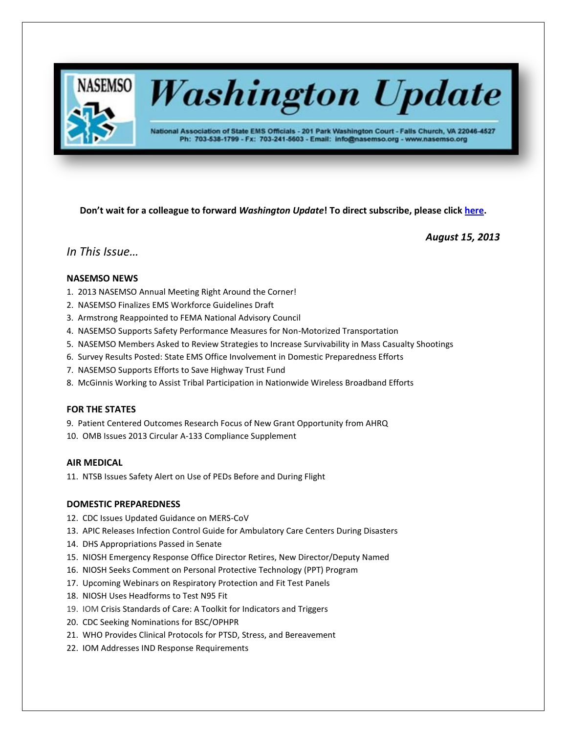# Washington Update

National Association of State EMS Officials - 201 Park Washington Court - Falls Church, VA 22046-4527
Ph: 703-538-1799 - Fx: 703-241-5603 - Email: info@nasemso.org - www.nasemso.org

**Don't wait for a colleague to forward *Washington Update*! To direct subscribe, please click here.**

***August 15, 2013***

## *In This Issue…*

### NASEMSO NEWS

1. 2013 NASEMSO Annual Meeting Right Around the Corner!
2. NASEMSO Finalizes EMS Workforce Guidelines Draft
3. Armstrong Reappointed to FEMA National Advisory Council
4. NASEMSO Supports Safety Performance Measures for Non-Motorized Transportation
5. NASEMSO Members Asked to Review Strategies to Increase Survivability in Mass Casualty Shootings
6. Survey Results Posted: State EMS Office Involvement in Domestic Preparedness Efforts
7. NASEMSO Supports Efforts to Save Highway Trust Fund
8. McGinnis Working to Assist Tribal Participation in Nationwide Wireless Broadband Efforts

### FOR THE STATES

9. Patient Centered Outcomes Research Focus of New Grant Opportunity from AHRQ
10. OMB Issues 2013 Circular A-133 Compliance Supplement

### AIR MEDICAL

11. NTSB Issues Safety Alert on Use of PEDs Before and During Flight

### DOMESTIC PREPAREDNESS

12. CDC Issues Updated Guidance on MERS-CoV
13. APIC Releases Infection Control Guide for Ambulatory Care Centers During Disasters
14. DHS Appropriations Passed in Senate
15. NIOSH Emergency Response Office Director Retires, New Director/Deputy Named
16. NIOSH Seeks Comment on Personal Protective Technology (PPT) Program
17. Upcoming Webinars on Respiratory Protection and Fit Test Panels
18. NIOSH Uses Headforms to Test N95 Fit
19. IOM Crisis Standards of Care: A Toolkit for Indicators and Triggers
20. CDC Seeking Nominations for BSC/OPHPR
21. WHO Provides Clinical Protocols for PTSD, Stress, and Bereavement
22. IOM Addresses IND Response Requirements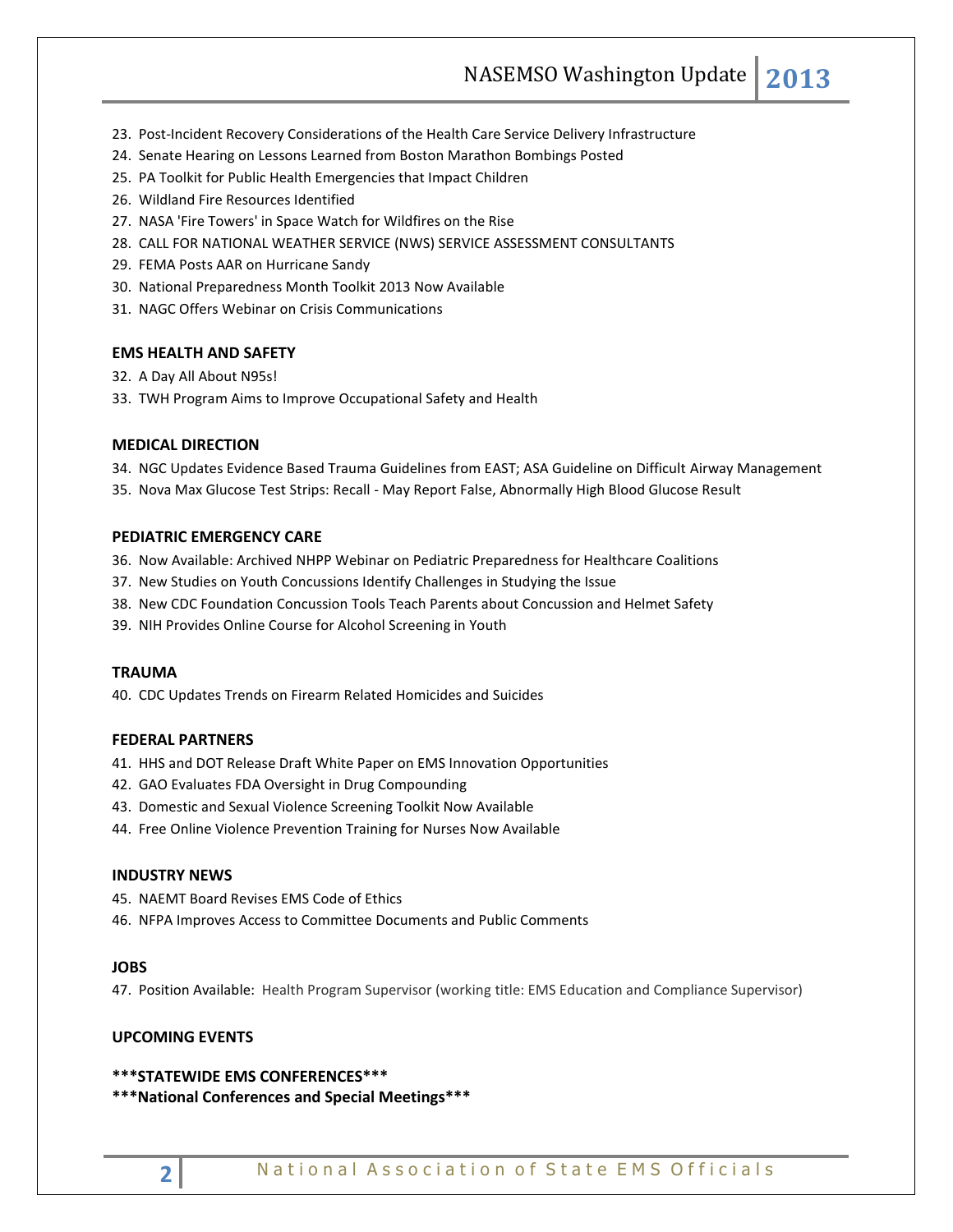23. Post-Incident Recovery Considerations of the Health Care Service Delivery Infrastructure
24. Senate Hearing on Lessons Learned from Boston Marathon Bombings Posted
25. PA Toolkit for Public Health Emergencies that Impact Children
26. Wildland Fire Resources Identified
27. NASA 'Fire Towers' in Space Watch for Wildfires on the Rise
28. CALL FOR NATIONAL WEATHER SERVICE (NWS) SERVICE ASSESSMENT CONSULTANTS
29. FEMA Posts AAR on Hurricane Sandy
30. National Preparedness Month Toolkit 2013 Now Available
31. NAGC Offers Webinar on Crisis Communications

**EMS HEALTH AND SAFETY**

32. A Day All About N95s!
33. TWH Program Aims to Improve Occupational Safety and Health

**MEDICAL DIRECTION**

34. NGC Updates Evidence Based Trauma Guidelines from EAST; ASA Guideline on Difficult Airway Management
35. Nova Max Glucose Test Strips: Recall - May Report False, Abnormally High Blood Glucose Result

**PEDIATRIC EMERGENCY CARE**

36. Now Available: Archived NHPP Webinar on Pediatric Preparedness for Healthcare Coalitions
37. New Studies on Youth Concussions Identify Challenges in Studying the Issue
38. New CDC Foundation Concussion Tools Teach Parents about Concussion and Helmet Safety
39. NIH Provides Online Course for Alcohol Screening in Youth

**TRAUMA**

40. CDC Updates Trends on Firearm Related Homicides and Suicides

**FEDERAL PARTNERS**

41. HHS and DOT Release Draft White Paper on EMS Innovation Opportunities
42. GAO Evaluates FDA Oversight in Drug Compounding
43. Domestic and Sexual Violence Screening Toolkit Now Available
44. Free Online Violence Prevention Training for Nurses Now Available

**INDUSTRY NEWS**

45. NAEMT Board Revises EMS Code of Ethics
46. NFPA Improves Access to Committee Documents and Public Comments

**JOBS**

47. Position Available: Health Program Supervisor (working title: EMS Education and Compliance Supervisor)

**UPCOMING EVENTS**

**\*\*\*STATEWIDE EMS CONFERENCES\*\*\***

**\*\*\*National Conferences and Special Meetings\*\*\***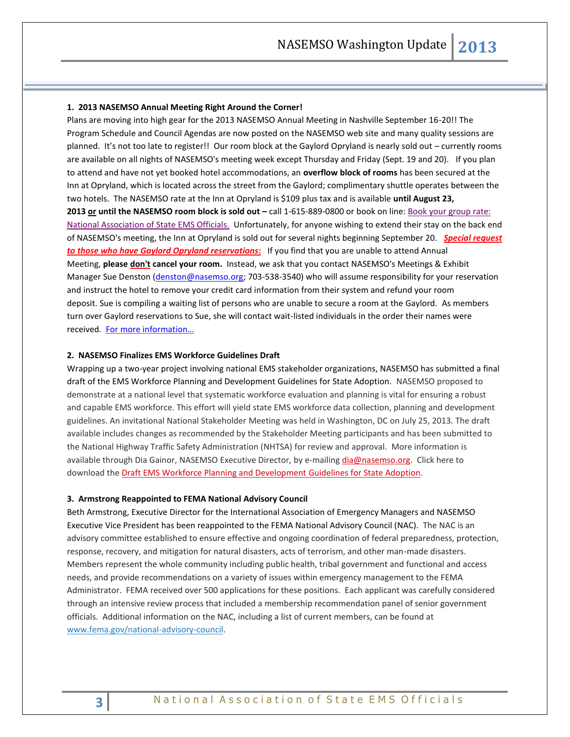**1. 2013 NASEMSO Annual Meeting Right Around the Corner!**

Plans are moving into high gear for the 2013 NASEMSO Annual Meeting in Nashville September 16-20!! The Program Schedule and Council Agendas are now posted on the NASEMSO web site and many quality sessions are planned. It's not too late to register!! Our room block at the Gaylord Opryland is nearly sold out – currently rooms are available on all nights of NASEMSO's meeting week except Thursday and Friday (Sept. 19 and 20). If you plan to attend and have not yet booked hotel accommodations, an **overflow block of rooms** has been secured at the Inn at Opryland, which is located across the street from the Gaylord; complimentary shuttle operates between the two hotels. The NASEMSO rate at the Inn at Opryland is $109 plus tax and is available **until August 23, 2013 or until the NASEMSO room block is sold out –** call 1-615-889-0800 or book on line: Book your group rate: National Association of State EMS Officials. Unfortunately, for anyone wishing to extend their stay on the back end of NASEMSO's meeting, the Inn at Opryland is sold out for several nights beginning September 20. ***Special request to those who have Gaylord Opryland reservations*:** If you find that you are unable to attend Annual Meeting, **please don't cancel your room.** Instead, we ask that you contact NASEMSO's Meetings & Exhibit Manager Sue Denston (denston@nasemso.org; 703-538-3540) who will assume responsibility for your reservation and instruct the hotel to remove your credit card information from their system and refund your room deposit. Sue is compiling a waiting list of persons who are unable to secure a room at the Gaylord. As members turn over Gaylord reservations to Sue, she will contact wait-listed individuals in the order their names were received. For more information…

**2. NASEMSO Finalizes EMS Workforce Guidelines Draft**

Wrapping up a two-year project involving national EMS stakeholder organizations, NASEMSO has submitted a final draft of the EMS Workforce Planning and Development Guidelines for State Adoption. NASEMSO proposed to demonstrate at a national level that systematic workforce evaluation and planning is vital for ensuring a robust and capable EMS workforce. This effort will yield state EMS workforce data collection, planning and development guidelines. An invitational National Stakeholder Meeting was held in Washington, DC on July 25, 2013. The draft available includes changes as recommended by the Stakeholder Meeting participants and has been submitted to the National Highway Traffic Safety Administration (NHTSA) for review and approval. More information is available through Dia Gainor, NASEMSO Executive Director, by e-mailing dia@nasemso.org. Click here to download the Draft EMS Workforce Planning and Development Guidelines for State Adoption.

**3. Armstrong Reappointed to FEMA National Advisory Council**

Beth Armstrong, Executive Director for the International Association of Emergency Managers and NASEMSO Executive Vice President has been reappointed to the FEMA National Advisory Council (NAC). The NAC is an advisory committee established to ensure effective and ongoing coordination of federal preparedness, protection, response, recovery, and mitigation for natural disasters, acts of terrorism, and other man-made disasters. Members represent the whole community including public health, tribal government and functional and access needs, and provide recommendations on a variety of issues within emergency management to the FEMA Administrator. FEMA received over 500 applications for these positions. Each applicant was carefully considered through an intensive review process that included a membership recommendation panel of senior government officials. Additional information on the NAC, including a list of current members, can be found at www.fema.gov/national-advisory-council.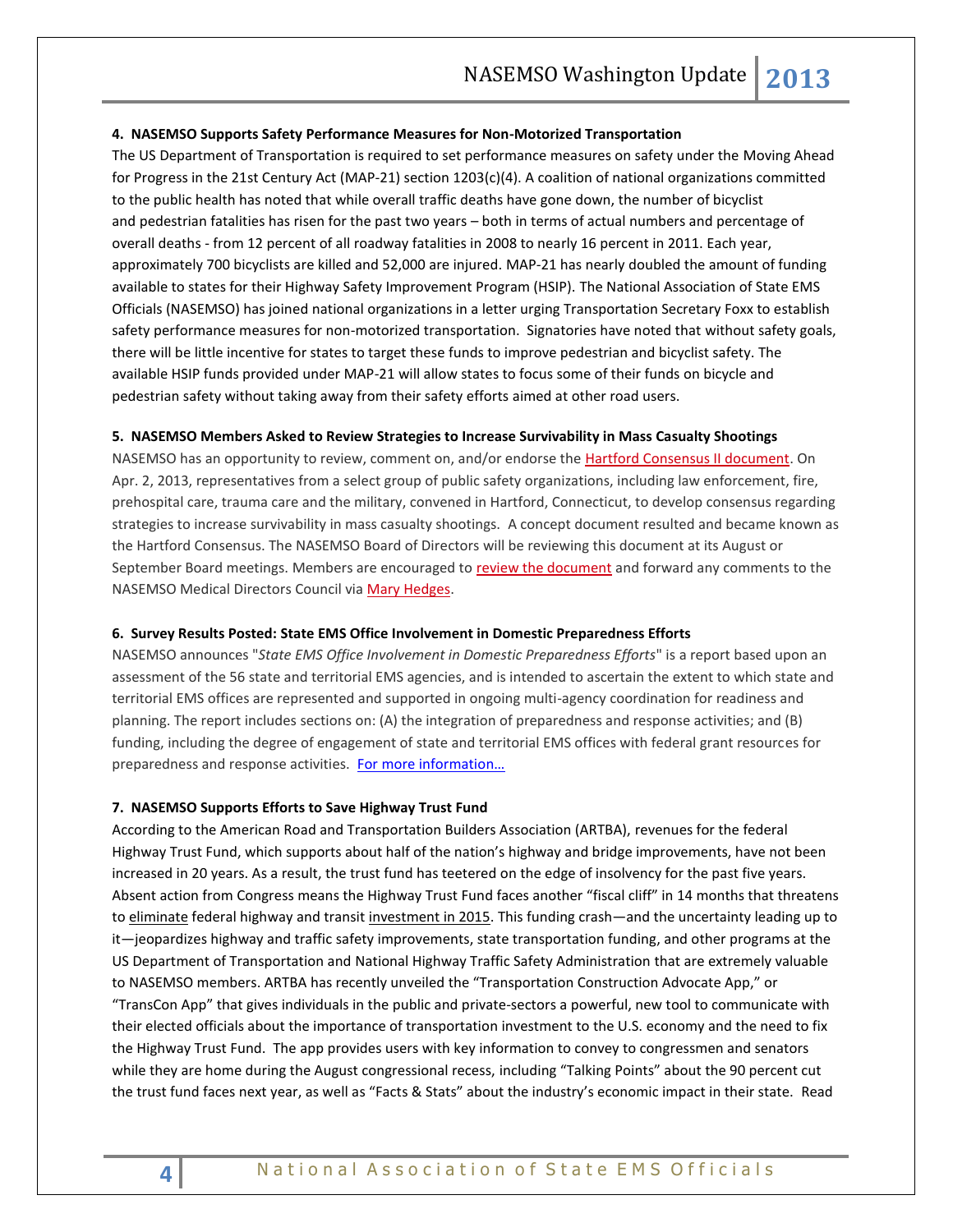**4. NASEMSO Supports Safety Performance Measures for Non-Motorized Transportation**

The US Department of Transportation is required to set performance measures on safety under the Moving Ahead for Progress in the 21st Century Act (MAP-21) section 1203(c)(4). A coalition of national organizations committed to the public health has noted that while overall traffic deaths have gone down, the number of bicyclist and pedestrian fatalities has risen for the past two years – both in terms of actual numbers and percentage of overall deaths - from 12 percent of all roadway fatalities in 2008 to nearly 16 percent in 2011. Each year, approximately 700 bicyclists are killed and 52,000 are injured. MAP-21 has nearly doubled the amount of funding available to states for their Highway Safety Improvement Program (HSIP). The National Association of State EMS Officials (NASEMSO) has joined national organizations in a letter urging Transportation Secretary Foxx to establish safety performance measures for non-motorized transportation. Signatories have noted that without safety goals, there will be little incentive for states to target these funds to improve pedestrian and bicyclist safety. The available HSIP funds provided under MAP-21 will allow states to focus some of their funds on bicycle and pedestrian safety without taking away from their safety efforts aimed at other road users.

**5. NASEMSO Members Asked to Review Strategies to Increase Survivability in Mass Casualty Shootings**

NASEMSO has an opportunity to review, comment on, and/or endorse the Hartford Consensus II document. On Apr. 2, 2013, representatives from a select group of public safety organizations, including law enforcement, fire, prehospital care, trauma care and the military, convened in Hartford, Connecticut, to develop consensus regarding strategies to increase survivability in mass casualty shootings. A concept document resulted and became known as the Hartford Consensus. The NASEMSO Board of Directors will be reviewing this document at its August or September Board meetings. Members are encouraged to review the document and forward any comments to the NASEMSO Medical Directors Council via Mary Hedges.

**6. Survey Results Posted: State EMS Office Involvement in Domestic Preparedness Efforts**

NASEMSO announces "*State EMS Office Involvement in Domestic Preparedness Efforts*" is a report based upon an assessment of the 56 state and territorial EMS agencies, and is intended to ascertain the extent to which state and territorial EMS offices are represented and supported in ongoing multi-agency coordination for readiness and planning. The report includes sections on: (A) the integration of preparedness and response activities; and (B) funding, including the degree of engagement of state and territorial EMS offices with federal grant resources for preparedness and response activities. For more information…

**7. NASEMSO Supports Efforts to Save Highway Trust Fund**

According to the American Road and Transportation Builders Association (ARTBA), revenues for the federal Highway Trust Fund, which supports about half of the nation's highway and bridge improvements, have not been increased in 20 years. As a result, the trust fund has teetered on the edge of insolvency for the past five years. Absent action from Congress means the Highway Trust Fund faces another "fiscal cliff" in 14 months that threatens to eliminate federal highway and transit investment in 2015. This funding crash—and the uncertainty leading up to it—jeopardizes highway and traffic safety improvements, state transportation funding, and other programs at the US Department of Transportation and National Highway Traffic Safety Administration that are extremely valuable to NASEMSO members. ARTBA has recently unveiled the "Transportation Construction Advocate App," or "TransCon App" that gives individuals in the public and private-sectors a powerful, new tool to communicate with their elected officials about the importance of transportation investment to the U.S. economy and the need to fix the Highway Trust Fund. The app provides users with key information to convey to congressmen and senators while they are home during the August congressional recess, including "Talking Points" about the 90 percent cut the trust fund faces next year, as well as "Facts & Stats" about the industry's economic impact in their state. Read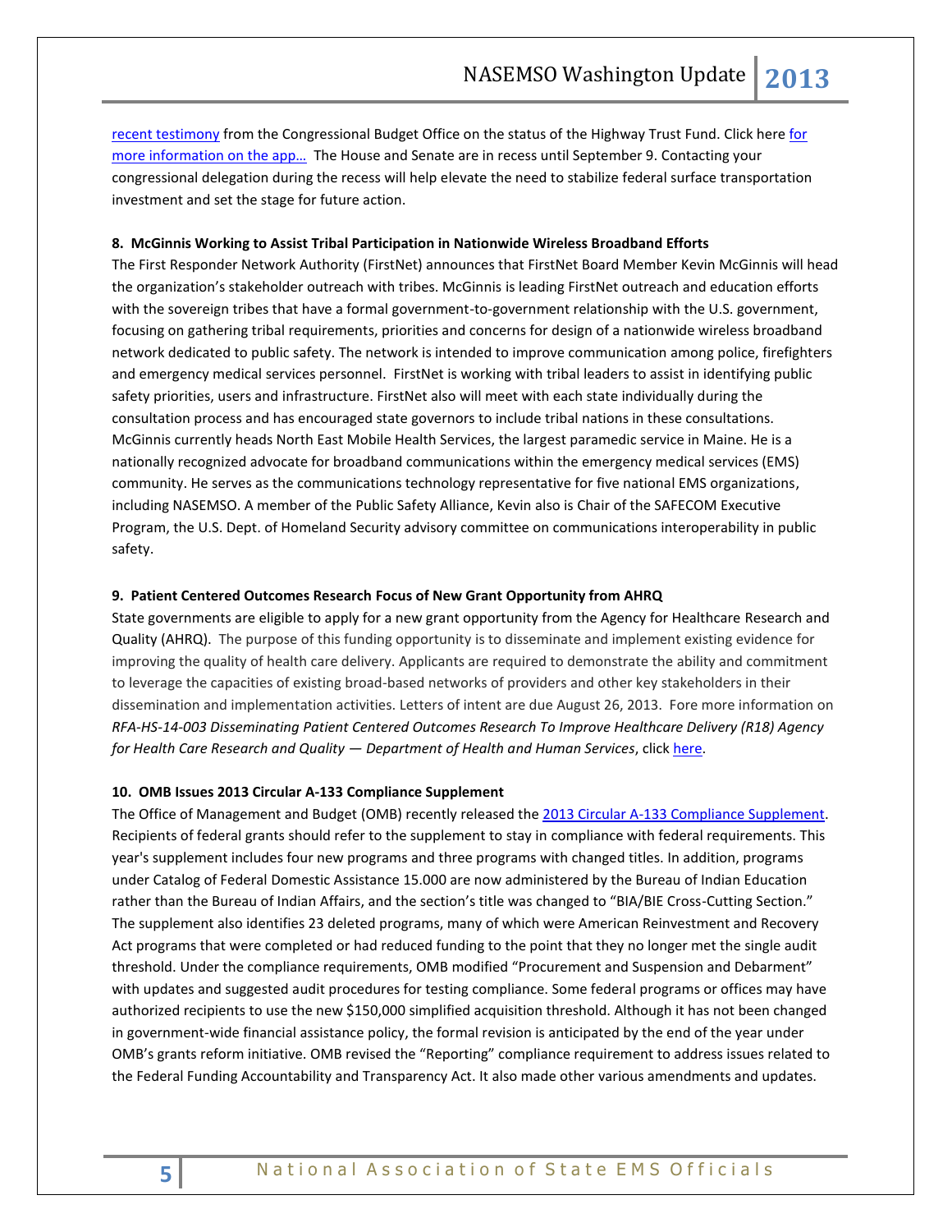recent testimony from the Congressional Budget Office on the status of the Highway Trust Fund. Click here for more information on the app… The House and Senate are in recess until September 9. Contacting your congressional delegation during the recess will help elevate the need to stabilize federal surface transportation investment and set the stage for future action.

**8. McGinnis Working to Assist Tribal Participation in Nationwide Wireless Broadband Efforts**

The First Responder Network Authority (FirstNet) announces that FirstNet Board Member Kevin McGinnis will head the organization's stakeholder outreach with tribes. McGinnis is leading FirstNet outreach and education efforts with the sovereign tribes that have a formal government-to-government relationship with the U.S. government, focusing on gathering tribal requirements, priorities and concerns for design of a nationwide wireless broadband network dedicated to public safety. The network is intended to improve communication among police, firefighters and emergency medical services personnel. FirstNet is working with tribal leaders to assist in identifying public safety priorities, users and infrastructure. FirstNet also will meet with each state individually during the consultation process and has encouraged state governors to include tribal nations in these consultations. McGinnis currently heads North East Mobile Health Services, the largest paramedic service in Maine. He is a nationally recognized advocate for broadband communications within the emergency medical services (EMS) community. He serves as the communications technology representative for five national EMS organizations, including NASEMSO. A member of the Public Safety Alliance, Kevin also is Chair of the SAFECOM Executive Program, the U.S. Dept. of Homeland Security advisory committee on communications interoperability in public safety.

**9. Patient Centered Outcomes Research Focus of New Grant Opportunity from AHRQ**

State governments are eligible to apply for a new grant opportunity from the Agency for Healthcare Research and Quality (AHRQ). The purpose of this funding opportunity is to disseminate and implement existing evidence for improving the quality of health care delivery. Applicants are required to demonstrate the ability and commitment to leverage the capacities of existing broad-based networks of providers and other key stakeholders in their dissemination and implementation activities. Letters of intent are due August 26, 2013. Fore more information on *RFA-HS-14-003 Disseminating Patient Centered Outcomes Research To Improve Healthcare Delivery (R18) Agency for Health Care Research and Quality — Department of Health and Human Services*, click here.

**10. OMB Issues 2013 Circular A-133 Compliance Supplement**

The Office of Management and Budget (OMB) recently released the 2013 Circular A-133 Compliance Supplement. Recipients of federal grants should refer to the supplement to stay in compliance with federal requirements. This year's supplement includes four new programs and three programs with changed titles. In addition, programs under Catalog of Federal Domestic Assistance 15.000 are now administered by the Bureau of Indian Education rather than the Bureau of Indian Affairs, and the section's title was changed to "BIA/BIE Cross-Cutting Section." The supplement also identifies 23 deleted programs, many of which were American Reinvestment and Recovery Act programs that were completed or had reduced funding to the point that they no longer met the single audit threshold. Under the compliance requirements, OMB modified "Procurement and Suspension and Debarment" with updates and suggested audit procedures for testing compliance. Some federal programs or offices may have authorized recipients to use the new $150,000 simplified acquisition threshold. Although it has not been changed in government-wide financial assistance policy, the formal revision is anticipated by the end of the year under OMB's grants reform initiative. OMB revised the "Reporting" compliance requirement to address issues related to the Federal Funding Accountability and Transparency Act. It also made other various amendments and updates.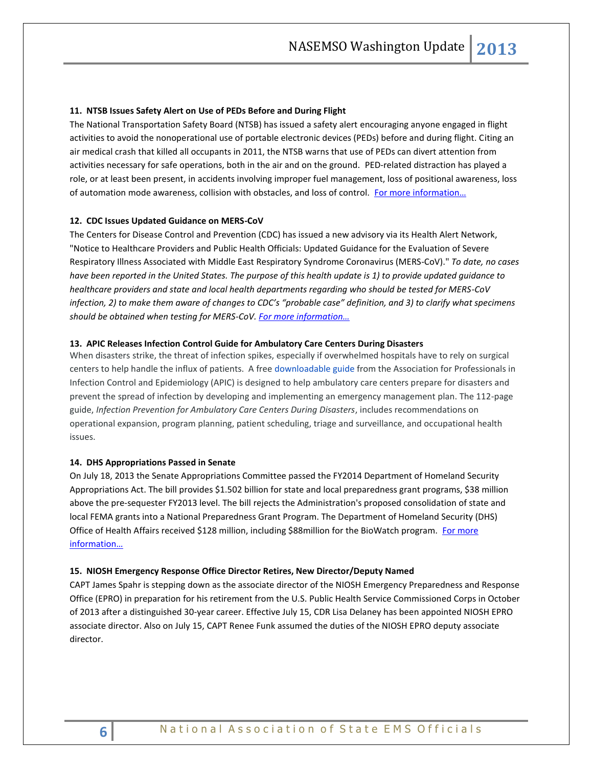**11. NTSB Issues Safety Alert on Use of PEDs Before and During Flight**

The National Transportation Safety Board (NTSB) has issued a safety alert encouraging anyone engaged in flight activities to avoid the nonoperational use of portable electronic devices (PEDs) before and during flight. Citing an air medical crash that killed all occupants in 2011, the NTSB warns that use of PEDs can divert attention from activities necessary for safe operations, both in the air and on the ground. PED-related distraction has played a role, or at least been present, in accidents involving improper fuel management, loss of positional awareness, loss of automation mode awareness, collision with obstacles, and loss of control. For more information…

**12. CDC Issues Updated Guidance on MERS-CoV**

The Centers for Disease Control and Prevention (CDC) has issued a new advisory via its Health Alert Network, "Notice to Healthcare Providers and Public Health Officials: Updated Guidance for the Evaluation of Severe Respiratory Illness Associated with Middle East Respiratory Syndrome Coronavirus (MERS-CoV)." *To date, no cases have been reported in the United States. The purpose of this health update is 1) to provide updated guidance to healthcare providers and state and local health departments regarding who should be tested for MERS-CoV infection, 2) to make them aware of changes to CDC's "probable case" definition, and 3) to clarify what specimens should be obtained when testing for MERS-CoV. For more information…*

**13. APIC Releases Infection Control Guide for Ambulatory Care Centers During Disasters**

When disasters strike, the threat of infection spikes, especially if overwhelmed hospitals have to rely on surgical centers to help handle the influx of patients. A free downloadable guide from the Association for Professionals in Infection Control and Epidemiology (APIC) is designed to help ambulatory care centers prepare for disasters and prevent the spread of infection by developing and implementing an emergency management plan. The 112-page guide, *Infection Prevention for Ambulatory Care Centers During Disasters*, includes recommendations on operational expansion, program planning, patient scheduling, triage and surveillance, and occupational health issues.

**14. DHS Appropriations Passed in Senate**

On July 18, 2013 the Senate Appropriations Committee passed the FY2014 Department of Homeland Security Appropriations Act. The bill provides $1.502 billion for state and local preparedness grant programs, $38 million above the pre-sequester FY2013 level. The bill rejects the Administration's proposed consolidation of state and local FEMA grants into a National Preparedness Grant Program. The Department of Homeland Security (DHS) Office of Health Affairs received $128 million, including $88million for the BioWatch program. For more information…

**15. NIOSH Emergency Response Office Director Retires, New Director/Deputy Named**

CAPT James Spahr is stepping down as the associate director of the NIOSH Emergency Preparedness and Response Office (EPRO) in preparation for his retirement from the U.S. Public Health Service Commissioned Corps in October of 2013 after a distinguished 30-year career. Effective July 15, CDR Lisa Delaney has been appointed NIOSH EPRO associate director. Also on July 15, CAPT Renee Funk assumed the duties of the NIOSH EPRO deputy associate director.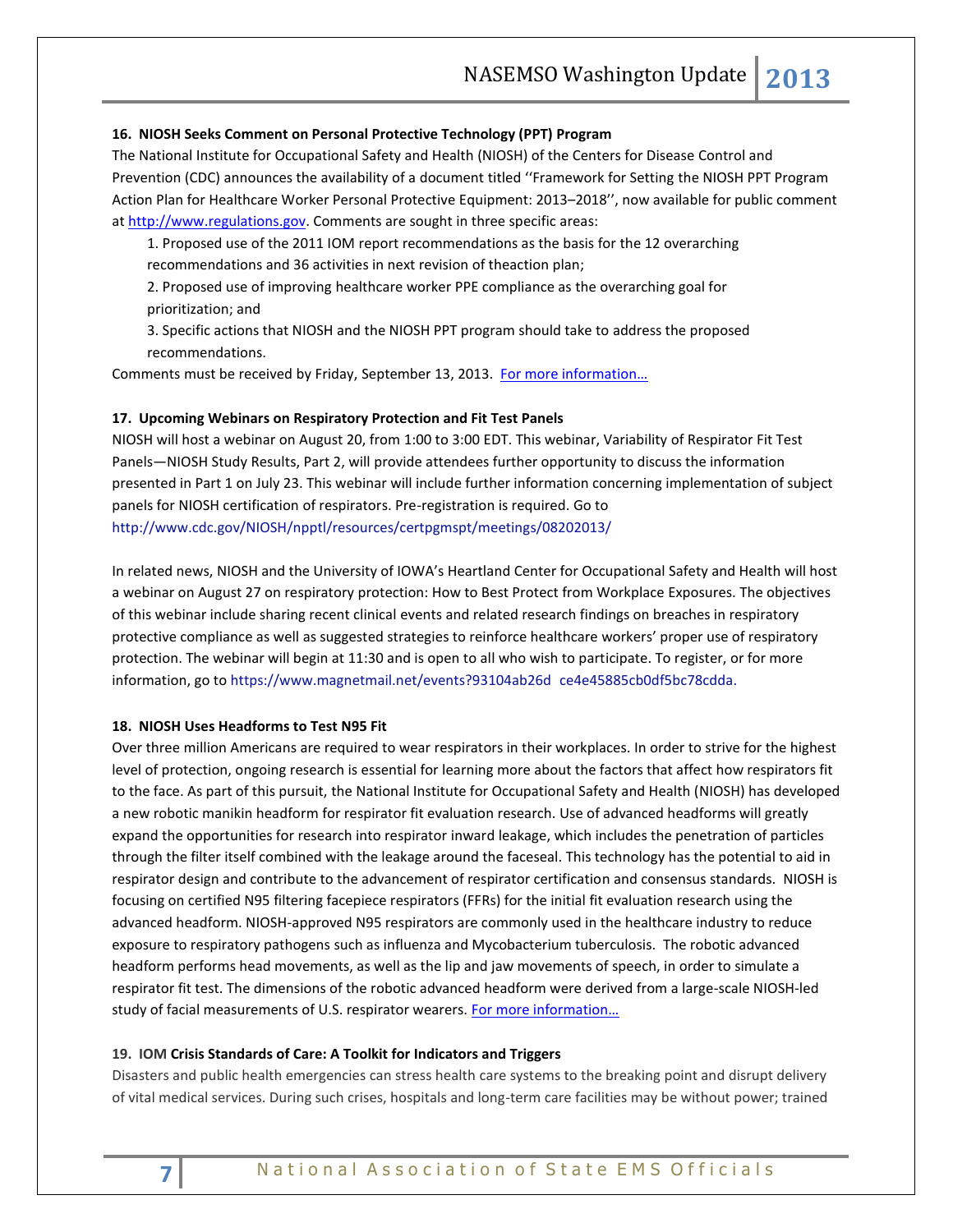**16. NIOSH Seeks Comment on Personal Protective Technology (PPT) Program**

The National Institute for Occupational Safety and Health (NIOSH) of the Centers for Disease Control and Prevention (CDC) announces the availability of a document titled ''Framework for Setting the NIOSH PPT Program Action Plan for Healthcare Worker Personal Protective Equipment: 2013–2018'', now available for public comment at http://www.regulations.gov. Comments are sought in three specific areas:

1. Proposed use of the 2011 IOM report recommendations as the basis for the 12 overarching recommendations and 36 activities in next revision of theaction plan;
2. Proposed use of improving healthcare worker PPE compliance as the overarching goal for prioritization; and
3. Specific actions that NIOSH and the NIOSH PPT program should take to address the proposed recommendations.

Comments must be received by Friday, September 13, 2013. For more information…

**17. Upcoming Webinars on Respiratory Protection and Fit Test Panels**

NIOSH will host a webinar on August 20, from 1:00 to 3:00 EDT. This webinar, Variability of Respirator Fit Test Panels—NIOSH Study Results, Part 2, will provide attendees further opportunity to discuss the information presented in Part 1 on July 23. This webinar will include further information concerning implementation of subject panels for NIOSH certification of respirators. Pre-registration is required. Go to http://www.cdc.gov/NIOSH/npptl/resources/certpgmspt/meetings/08202013/

In related news, NIOSH and the University of IOWA's Heartland Center for Occupational Safety and Health will host a webinar on August 27 on respiratory protection: How to Best Protect from Workplace Exposures. The objectives of this webinar include sharing recent clinical events and related research findings on breaches in respiratory protective compliance as well as suggested strategies to reinforce healthcare workers' proper use of respiratory protection. The webinar will begin at 11:30 and is open to all who wish to participate. To register, or for more information, go to https://www.magnetmail.net/events?93104ab26d ce4e45885cb0df5bc78cdda.

**18. NIOSH Uses Headforms to Test N95 Fit**

Over three million Americans are required to wear respirators in their workplaces. In order to strive for the highest level of protection, ongoing research is essential for learning more about the factors that affect how respirators fit to the face. As part of this pursuit, the National Institute for Occupational Safety and Health (NIOSH) has developed a new robotic manikin headform for respirator fit evaluation research. Use of advanced headforms will greatly expand the opportunities for research into respirator inward leakage, which includes the penetration of particles through the filter itself combined with the leakage around the faceseal. This technology has the potential to aid in respirator design and contribute to the advancement of respirator certification and consensus standards. NIOSH is focusing on certified N95 filtering facepiece respirators (FFRs) for the initial fit evaluation research using the advanced headform. NIOSH-approved N95 respirators are commonly used in the healthcare industry to reduce exposure to respiratory pathogens such as influenza and Mycobacterium tuberculosis. The robotic advanced headform performs head movements, as well as the lip and jaw movements of speech, in order to simulate a respirator fit test. The dimensions of the robotic advanced headform were derived from a large-scale NIOSH-led study of facial measurements of U.S. respirator wearers. For more information…

**19. IOM Crisis Standards of Care: A Toolkit for Indicators and Triggers**

Disasters and public health emergencies can stress health care systems to the breaking point and disrupt delivery of vital medical services. During such crises, hospitals and long-term care facilities may be without power; trained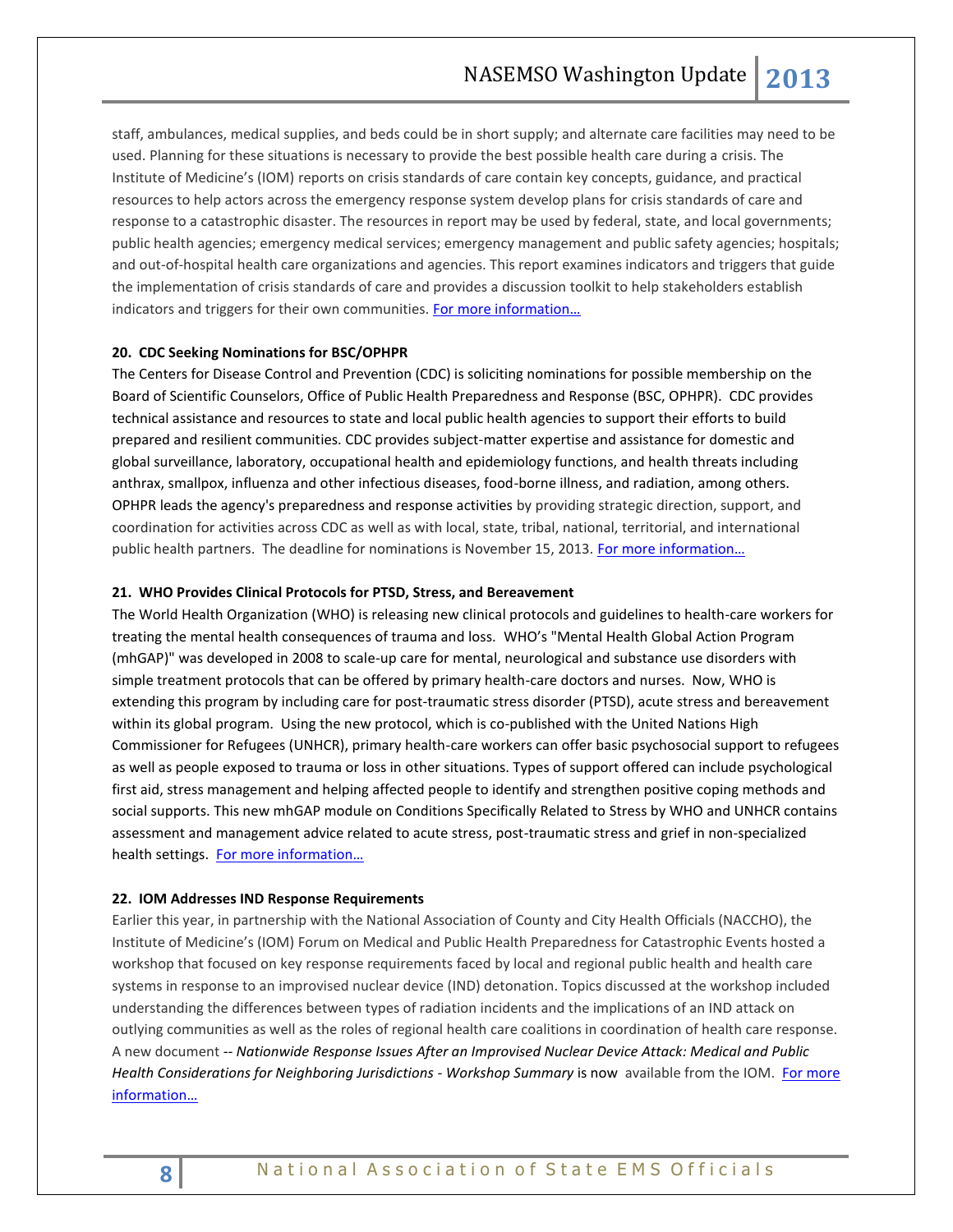staff, ambulances, medical supplies, and beds could be in short supply; and alternate care facilities may need to be used. Planning for these situations is necessary to provide the best possible health care during a crisis. The Institute of Medicine's (IOM) reports on crisis standards of care contain key concepts, guidance, and practical resources to help actors across the emergency response system develop plans for crisis standards of care and response to a catastrophic disaster. The resources in report may be used by federal, state, and local governments; public health agencies; emergency medical services; emergency management and public safety agencies; hospitals; and out-of-hospital health care organizations and agencies. This report examines indicators and triggers that guide the implementation of crisis standards of care and provides a discussion toolkit to help stakeholders establish indicators and triggers for their own communities. [For more information…]

**20. CDC Seeking Nominations for BSC/OPHPR**

The Centers for Disease Control and Prevention (CDC) is soliciting nominations for possible membership on the Board of Scientific Counselors, Office of Public Health Preparedness and Response (BSC, OPHPR). CDC provides technical assistance and resources to state and local public health agencies to support their efforts to build prepared and resilient communities. CDC provides subject-matter expertise and assistance for domestic and global surveillance, laboratory, occupational health and epidemiology functions, and health threats including anthrax, smallpox, influenza and other infectious diseases, food-borne illness, and radiation, among others. OPHPR leads the agency's preparedness and response activities by providing strategic direction, support, and coordination for activities across CDC as well as with local, state, tribal, national, territorial, and international public health partners. The deadline for nominations is November 15, 2013. [For more information…]

**21. WHO Provides Clinical Protocols for PTSD, Stress, and Bereavement**

The World Health Organization (WHO) is releasing new clinical protocols and guidelines to health-care workers for treating the mental health consequences of trauma and loss. WHO's "Mental Health Global Action Program (mhGAP)" was developed in 2008 to scale-up care for mental, neurological and substance use disorders with simple treatment protocols that can be offered by primary health-care doctors and nurses. Now, WHO is extending this program by including care for post-traumatic stress disorder (PTSD), acute stress and bereavement within its global program. Using the new protocol, which is co-published with the United Nations High Commissioner for Refugees (UNHCR), primary health-care workers can offer basic psychosocial support to refugees as well as people exposed to trauma or loss in other situations. Types of support offered can include psychological first aid, stress management and helping affected people to identify and strengthen positive coping methods and social supports. This new mhGAP module on Conditions Specifically Related to Stress by WHO and UNHCR contains assessment and management advice related to acute stress, post-traumatic stress and grief in non-specialized health settings. [For more information…]

**22. IOM Addresses IND Response Requirements**

Earlier this year, in partnership with the National Association of County and City Health Officials (NACCHO), the Institute of Medicine's (IOM) Forum on Medical and Public Health Preparedness for Catastrophic Events hosted a workshop that focused on key response requirements faced by local and regional public health and health care systems in response to an improvised nuclear device (IND) detonation. Topics discussed at the workshop included understanding the differences between types of radiation incidents and the implications of an IND attack on outlying communities as well as the roles of regional health care coalitions in coordination of health care response. A new document -- ***Nationwide Response Issues After an Improvised Nuclear Device Attack: Medical and Public Health Considerations for Neighboring Jurisdictions - Workshop Summary*** is now available from the IOM. [For more information…]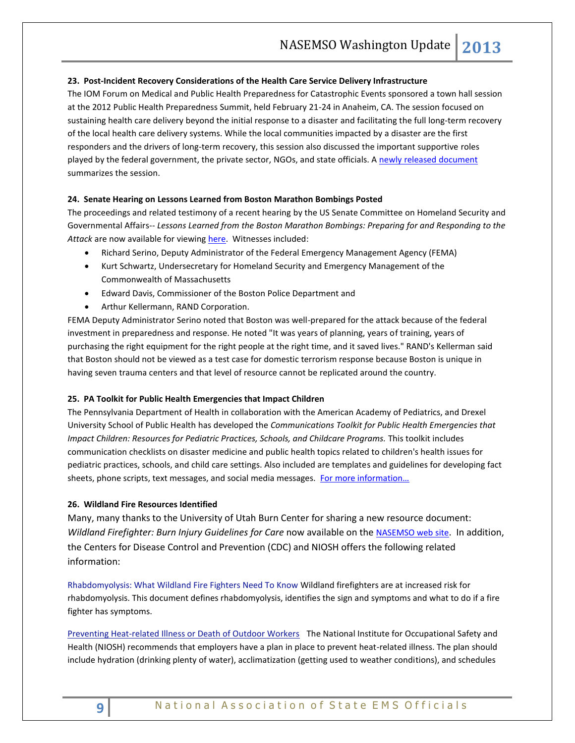### 23. Post-Incident Recovery Considerations of the Health Care Service Delivery Infrastructure

The IOM Forum on Medical and Public Health Preparedness for Catastrophic Events sponsored a town hall session at the 2012 Public Health Preparedness Summit, held February 21-24 in Anaheim, CA. The session focused on sustaining health care delivery beyond the initial response to a disaster and facilitating the full long-term recovery of the local health care delivery systems. While the local communities impacted by a disaster are the first responders and the drivers of long-term recovery, this session also discussed the important supportive roles played by the federal government, the private sector, NGOs, and state officials. A newly released document summarizes the session.

### 24. Senate Hearing on Lessons Learned from Boston Marathon Bombings Posted

The proceedings and related testimony of a recent hearing by the US Senate Committee on Homeland Security and Governmental Affairs-- *Lessons Learned from the Boston Marathon Bombings: Preparing for and Responding to the Attack* are now available for viewing here. Witnesses included:

- Richard Serino, Deputy Administrator of the Federal Emergency Management Agency (FEMA)
- Kurt Schwartz, Undersecretary for Homeland Security and Emergency Management of the Commonwealth of Massachusetts
- Edward Davis, Commissioner of the Boston Police Department and
- Arthur Kellermann, RAND Corporation.

FEMA Deputy Administrator Serino noted that Boston was well-prepared for the attack because of the federal investment in preparedness and response. He noted "It was years of planning, years of training, years of purchasing the right equipment for the right people at the right time, and it saved lives." RAND's Kellerman said that Boston should not be viewed as a test case for domestic terrorism response because Boston is unique in having seven trauma centers and that level of resource cannot be replicated around the country.

### 25. PA Toolkit for Public Health Emergencies that Impact Children

The Pennsylvania Department of Health in collaboration with the American Academy of Pediatrics, and Drexel University School of Public Health has developed the *Communications Toolkit for Public Health Emergencies that Impact Children: Resources for Pediatric Practices, Schools, and Childcare Programs.* This toolkit includes communication checklists on disaster medicine and public health topics related to children's health issues for pediatric practices, schools, and child care settings. Also included are templates and guidelines for developing fact sheets, phone scripts, text messages, and social media messages. For more information…

### 26. Wildland Fire Resources Identified

Many, many thanks to the University of Utah Burn Center for sharing a new resource document: *Wildland Firefighter: Burn Injury Guidelines for Care* now available on the NASEMSO web site. In addition, the Centers for Disease Control and Prevention (CDC) and NIOSH offers the following related information:

Rhabdomyolysis: What Wildland Fire Fighters Need To Know Wildland firefighters are at increased risk for rhabdomyolysis. This document defines rhabdomyolysis, identifies the sign and symptoms and what to do if a fire fighter has symptoms.

Preventing Heat-related Illness or Death of Outdoor Workers The National Institute for Occupational Safety and Health (NIOSH) recommends that employers have a plan in place to prevent heat-related illness. The plan should include hydration (drinking plenty of water), acclimatization (getting used to weather conditions), and schedules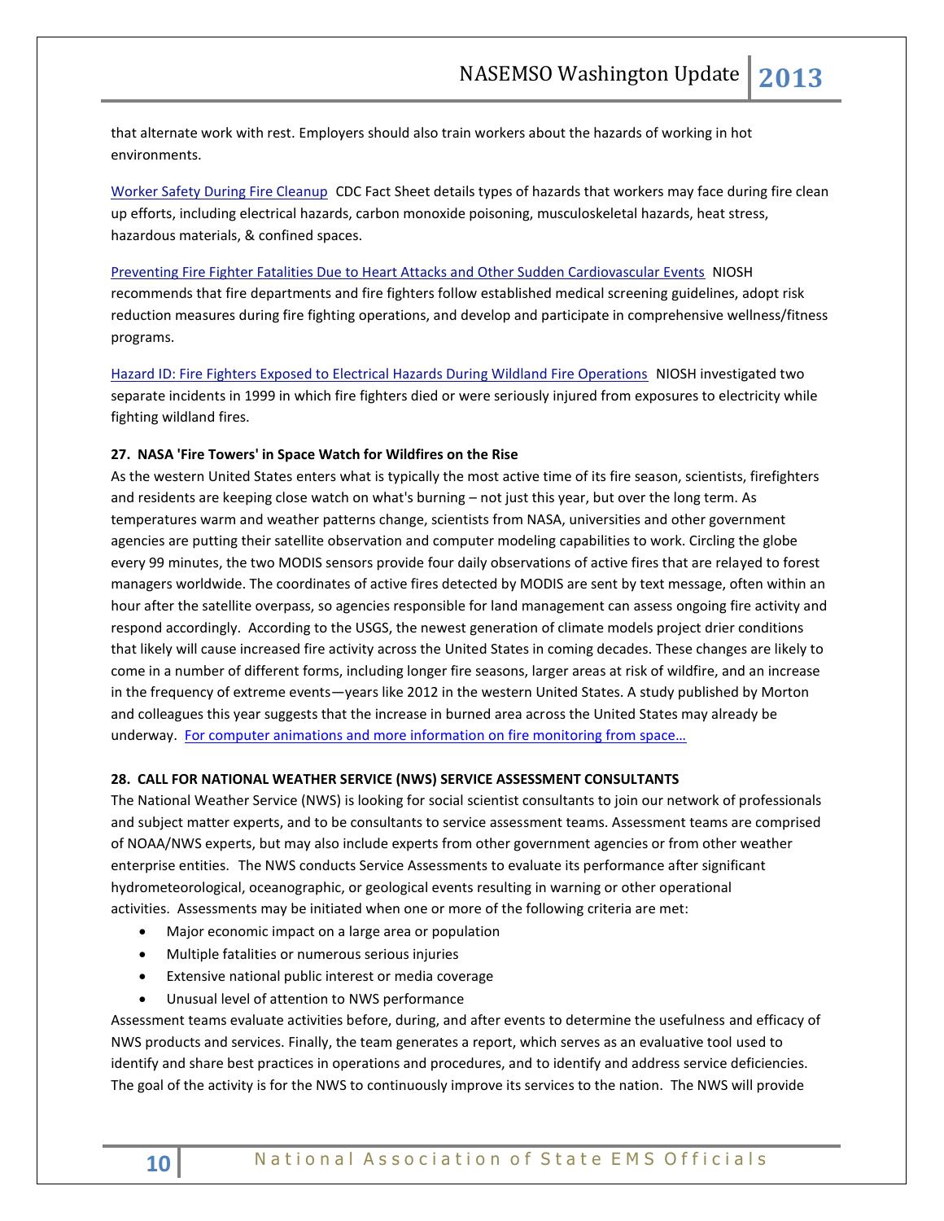that alternate work with rest. Employers should also train workers about the hazards of working in hot environments.

Worker Safety During Fire Cleanup CDC Fact Sheet details types of hazards that workers may face during fire clean up efforts, including electrical hazards, carbon monoxide poisoning, musculoskeletal hazards, heat stress, hazardous materials, & confined spaces.

Preventing Fire Fighter Fatalities Due to Heart Attacks and Other Sudden Cardiovascular Events NIOSH recommends that fire departments and fire fighters follow established medical screening guidelines, adopt risk reduction measures during fire fighting operations, and develop and participate in comprehensive wellness/fitness programs.

Hazard ID: Fire Fighters Exposed to Electrical Hazards During Wildland Fire Operations NIOSH investigated two separate incidents in 1999 in which fire fighters died or were seriously injured from exposures to electricity while fighting wildland fires.

**27. NASA 'Fire Towers' in Space Watch for Wildfires on the Rise**

As the western United States enters what is typically the most active time of its fire season, scientists, firefighters and residents are keeping close watch on what's burning – not just this year, but over the long term. As temperatures warm and weather patterns change, scientists from NASA, universities and other government agencies are putting their satellite observation and computer modeling capabilities to work. Circling the globe every 99 minutes, the two MODIS sensors provide four daily observations of active fires that are relayed to forest managers worldwide. The coordinates of active fires detected by MODIS are sent by text message, often within an hour after the satellite overpass, so agencies responsible for land management can assess ongoing fire activity and respond accordingly. According to the USGS, the newest generation of climate models project drier conditions that likely will cause increased fire activity across the United States in coming decades. These changes are likely to come in a number of different forms, including longer fire seasons, larger areas at risk of wildfire, and an increase in the frequency of extreme events—years like 2012 in the western United States. A study published by Morton and colleagues this year suggests that the increase in burned area across the United States may already be underway. For computer animations and more information on fire monitoring from space…

**28. CALL FOR NATIONAL WEATHER SERVICE (NWS) SERVICE ASSESSMENT CONSULTANTS**

The National Weather Service (NWS) is looking for social scientist consultants to join our network of professionals and subject matter experts, and to be consultants to service assessment teams. Assessment teams are comprised of NOAA/NWS experts, but may also include experts from other government agencies or from other weather enterprise entities. The NWS conducts Service Assessments to evaluate its performance after significant hydrometeorological, oceanographic, or geological events resulting in warning or other operational activities. Assessments may be initiated when one or more of the following criteria are met:

- Major economic impact on a large area or population
- Multiple fatalities or numerous serious injuries
- Extensive national public interest or media coverage
- Unusual level of attention to NWS performance

Assessment teams evaluate activities before, during, and after events to determine the usefulness and efficacy of NWS products and services. Finally, the team generates a report, which serves as an evaluative tool used to identify and share best practices in operations and procedures, and to identify and address service deficiencies. The goal of the activity is for the NWS to continuously improve its services to the nation. The NWS will provide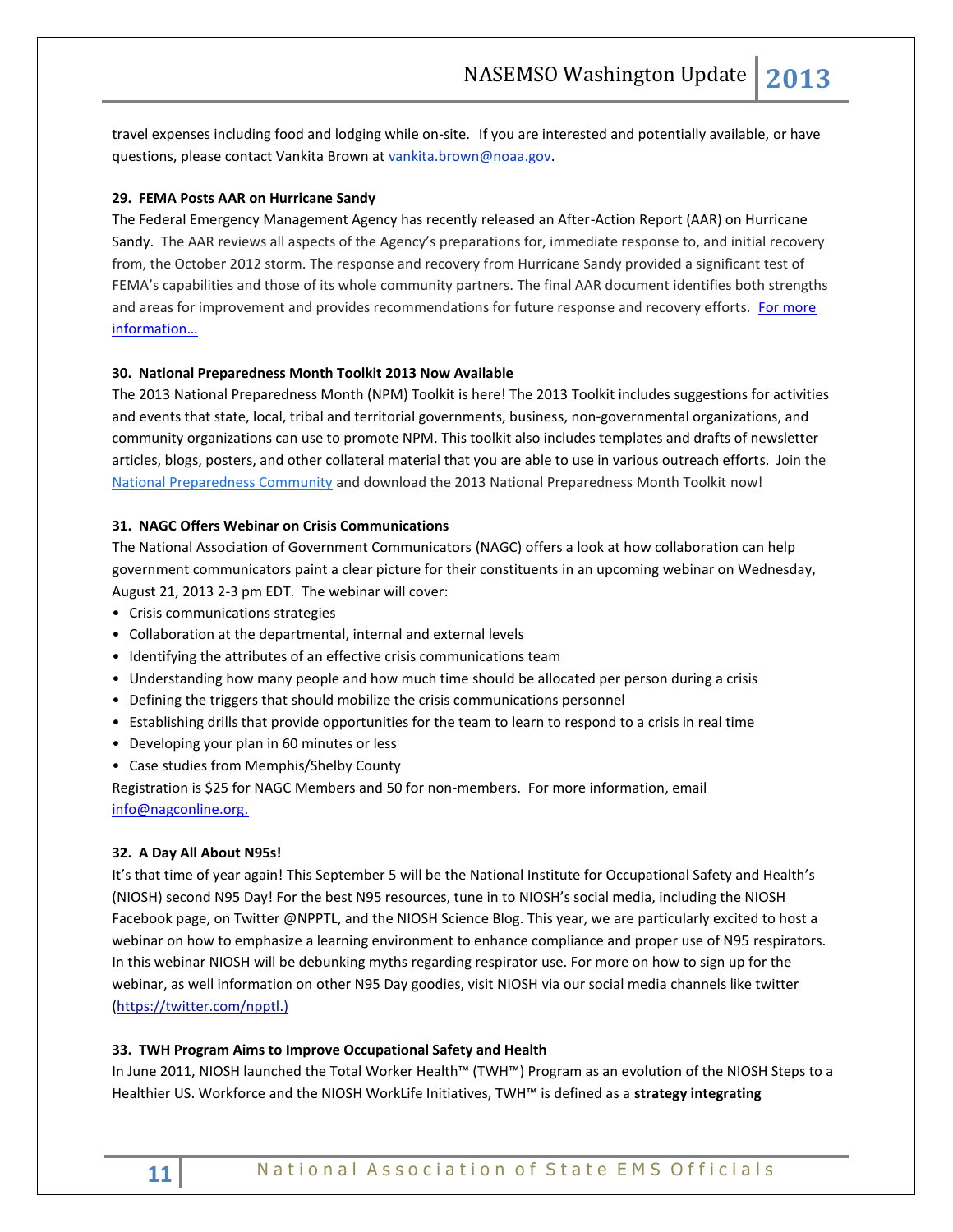travel expenses including food and lodging while on-site. If you are interested and potentially available, or have questions, please contact Vankita Brown at vankita.brown@noaa.gov.

**29. FEMA Posts AAR on Hurricane Sandy**

The Federal Emergency Management Agency has recently released an After-Action Report (AAR) on Hurricane Sandy. The AAR reviews all aspects of the Agency's preparations for, immediate response to, and initial recovery from, the October 2012 storm. The response and recovery from Hurricane Sandy provided a significant test of FEMA's capabilities and those of its whole community partners. The final AAR document identifies both strengths and areas for improvement and provides recommendations for future response and recovery efforts. For more information…

**30. National Preparedness Month Toolkit 2013 Now Available**

The 2013 National Preparedness Month (NPM) Toolkit is here! The 2013 Toolkit includes suggestions for activities and events that state, local, tribal and territorial governments, business, non-governmental organizations, and community organizations can use to promote NPM. This toolkit also includes templates and drafts of newsletter articles, blogs, posters, and other collateral material that you are able to use in various outreach efforts. Join the National Preparedness Community and download the 2013 National Preparedness Month Toolkit now!

**31. NAGC Offers Webinar on Crisis Communications**

The National Association of Government Communicators (NAGC) offers a look at how collaboration can help government communicators paint a clear picture for their constituents in an upcoming webinar on Wednesday, August 21, 2013 2-3 pm EDT. The webinar will cover:

- Crisis communications strategies
- Collaboration at the departmental, internal and external levels
- Identifying the attributes of an effective crisis communications team
- Understanding how many people and how much time should be allocated per person during a crisis
- Defining the triggers that should mobilize the crisis communications personnel
- Establishing drills that provide opportunities for the team to learn to respond to a crisis in real time
- Developing your plan in 60 minutes or less
- Case studies from Memphis/Shelby County

Registration is $25 for NAGC Members and 50 for non-members. For more information, email info@nagconline.org.

**32. A Day All About N95s!**

It's that time of year again! This September 5 will be the National Institute for Occupational Safety and Health's (NIOSH) second N95 Day! For the best N95 resources, tune in to NIOSH's social media, including the NIOSH Facebook page, on Twitter @NPPTL, and the NIOSH Science Blog. This year, we are particularly excited to host a webinar on how to emphasize a learning environment to enhance compliance and proper use of N95 respirators. In this webinar NIOSH will be debunking myths regarding respirator use. For more on how to sign up for the webinar, as well information on other N95 Day goodies, visit NIOSH via our social media channels like twitter (https://twitter.com/npptl.)

**33. TWH Program Aims to Improve Occupational Safety and Health**

In June 2011, NIOSH launched the Total Worker Health™ (TWH™) Program as an evolution of the NIOSH Steps to a Healthier US. Workforce and the NIOSH WorkLife Initiatives, TWH™ is defined as a **strategy integrating**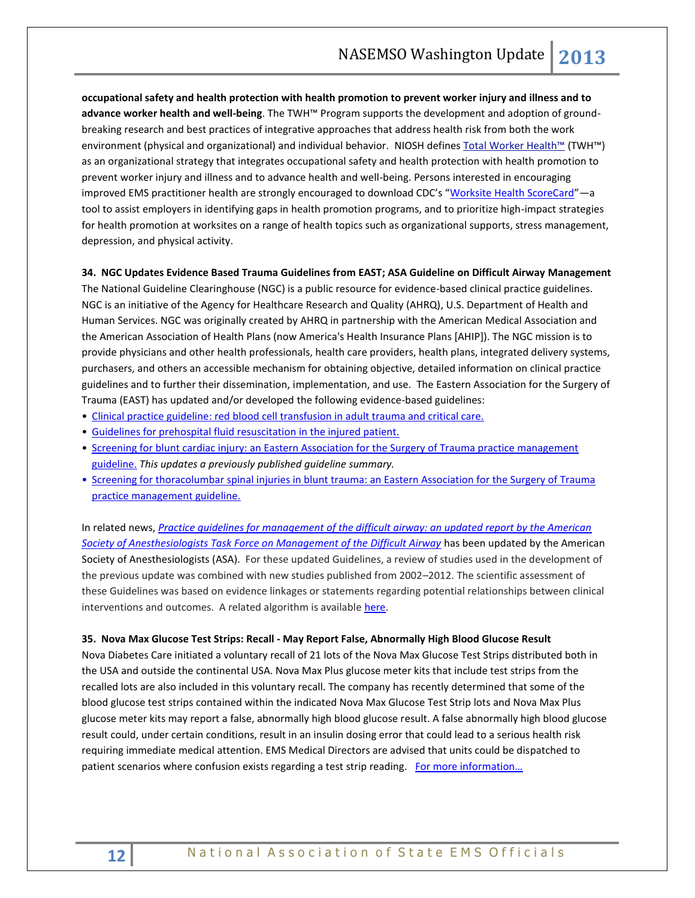**occupational safety and health protection with health promotion to prevent worker injury and illness and to advance worker health and well-being**. The TWH™ Program supports the development and adoption of ground-breaking research and best practices of integrative approaches that address health risk from both the work environment (physical and organizational) and individual behavior. NIOSH defines Total Worker Health™ (TWH™) as an organizational strategy that integrates occupational safety and health protection with health promotion to prevent worker injury and illness and to advance health and well-being. Persons interested in encouraging improved EMS practitioner health are strongly encouraged to download CDC's "Worksite Health ScoreCard"—a tool to assist employers in identifying gaps in health promotion programs, and to prioritize high-impact strategies for health promotion at worksites on a range of health topics such as organizational supports, stress management, depression, and physical activity.

**34. NGC Updates Evidence Based Trauma Guidelines from EAST; ASA Guideline on Difficult Airway Management**

The National Guideline Clearinghouse (NGC) is a public resource for evidence-based clinical practice guidelines. NGC is an initiative of the Agency for Healthcare Research and Quality (AHRQ), U.S. Department of Health and Human Services. NGC was originally created by AHRQ in partnership with the American Medical Association and the American Association of Health Plans (now America's Health Insurance Plans [AHIP]). The NGC mission is to provide physicians and other health professionals, health care providers, health plans, integrated delivery systems, purchasers, and others an accessible mechanism for obtaining objective, detailed information on clinical practice guidelines and to further their dissemination, implementation, and use. The Eastern Association for the Surgery of Trauma (EAST) has updated and/or developed the following evidence-based guidelines:

- Clinical practice guideline: red blood cell transfusion in adult trauma and critical care.
- Guidelines for prehospital fluid resuscitation in the injured patient.
- Screening for blunt cardiac injury: an Eastern Association for the Surgery of Trauma practice management guideline. *This updates a previously published guideline summary.*
- Screening for thoracolumbar spinal injuries in blunt trauma: an Eastern Association for the Surgery of Trauma practice management guideline.

In related news, *Practice guidelines for management of the difficult airway: an updated report by the American Society of Anesthesiologists Task Force on Management of the Difficult Airway* has been updated by the American Society of Anesthesiologists (ASA). For these updated Guidelines, a review of studies used in the development of the previous update was combined with new studies published from 2002–2012. The scientific assessment of these Guidelines was based on evidence linkages or statements regarding potential relationships between clinical interventions and outcomes. A related algorithm is available here.

**35. Nova Max Glucose Test Strips: Recall - May Report False, Abnormally High Blood Glucose Result**

Nova Diabetes Care initiated a voluntary recall of 21 lots of the Nova Max Glucose Test Strips distributed both in the USA and outside the continental USA. Nova Max Plus glucose meter kits that include test strips from the recalled lots are also included in this voluntary recall. The company has recently determined that some of the blood glucose test strips contained within the indicated Nova Max Glucose Test Strip lots and Nova Max Plus glucose meter kits may report a false, abnormally high blood glucose result. A false abnormally high blood glucose result could, under certain conditions, result in an insulin dosing error that could lead to a serious health risk requiring immediate medical attention. EMS Medical Directors are advised that units could be dispatched to patient scenarios where confusion exists regarding a test strip reading. For more information…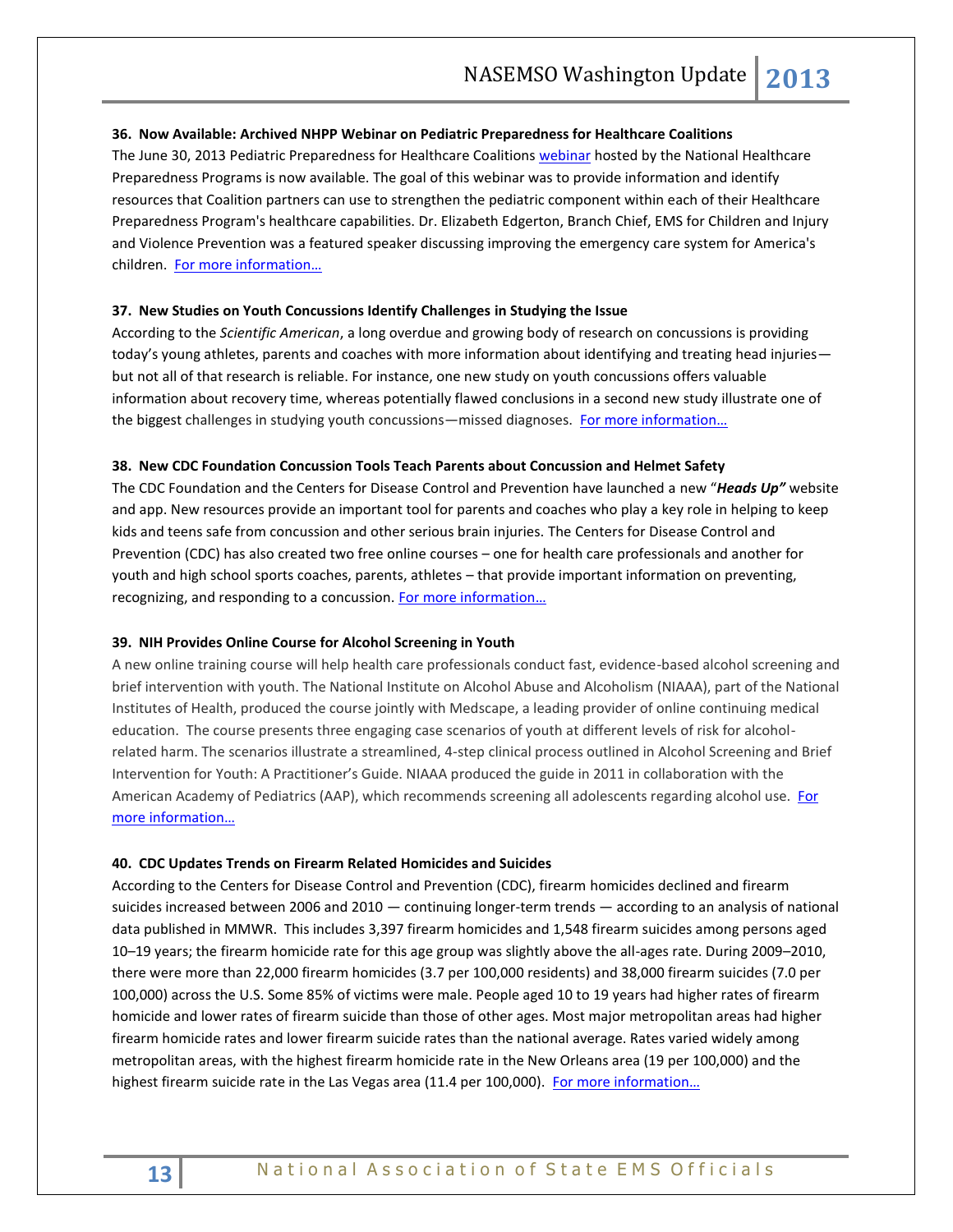### 36. Now Available: Archived NHPP Webinar on Pediatric Preparedness for Healthcare Coalitions

The June 30, 2013 Pediatric Preparedness for Healthcare Coalitions webinar hosted by the National Healthcare Preparedness Programs is now available. The goal of this webinar was to provide information and identify resources that Coalition partners can use to strengthen the pediatric component within each of their Healthcare Preparedness Program's healthcare capabilities. Dr. Elizabeth Edgerton, Branch Chief, EMS for Children and Injury and Violence Prevention was a featured speaker discussing improving the emergency care system for America's children. For more information…

### 37. New Studies on Youth Concussions Identify Challenges in Studying the Issue

According to the *Scientific American*, a long overdue and growing body of research on concussions is providing today's young athletes, parents and coaches with more information about identifying and treating head injuries—but not all of that research is reliable. For instance, one new study on youth concussions offers valuable information about recovery time, whereas potentially flawed conclusions in a second new study illustrate one of the biggest challenges in studying youth concussions—missed diagnoses. For more information…

### 38. New CDC Foundation Concussion Tools Teach Parents about Concussion and Helmet Safety

The CDC Foundation and the Centers for Disease Control and Prevention have launched a new "***Heads Up"*** website and app. New resources provide an important tool for parents and coaches who play a key role in helping to keep kids and teens safe from concussion and other serious brain injuries. The Centers for Disease Control and Prevention (CDC) has also created two free online courses – one for health care professionals and another for youth and high school sports coaches, parents, athletes – that provide important information on preventing, recognizing, and responding to a concussion. For more information…

### 39. NIH Provides Online Course for Alcohol Screening in Youth

A new online training course will help health care professionals conduct fast, evidence-based alcohol screening and brief intervention with youth. The National Institute on Alcohol Abuse and Alcoholism (NIAAA), part of the National Institutes of Health, produced the course jointly with Medscape, a leading provider of online continuing medical education. The course presents three engaging case scenarios of youth at different levels of risk for alcohol-related harm. The scenarios illustrate a streamlined, 4-step clinical process outlined in Alcohol Screening and Brief Intervention for Youth: A Practitioner's Guide. NIAAA produced the guide in 2011 in collaboration with the American Academy of Pediatrics (AAP), which recommends screening all adolescents regarding alcohol use. For more information…

### 40. CDC Updates Trends on Firearm Related Homicides and Suicides

According to the Centers for Disease Control and Prevention (CDC), firearm homicides declined and firearm suicides increased between 2006 and 2010 — continuing longer-term trends — according to an analysis of national data published in MMWR. This includes 3,397 firearm homicides and 1,548 firearm suicides among persons aged 10–19 years; the firearm homicide rate for this age group was slightly above the all-ages rate. During 2009–2010, there were more than 22,000 firearm homicides (3.7 per 100,000 residents) and 38,000 firearm suicides (7.0 per 100,000) across the U.S. Some 85% of victims were male. People aged 10 to 19 years had higher rates of firearm homicide and lower rates of firearm suicide than those of other ages. Most major metropolitan areas had higher firearm homicide rates and lower firearm suicide rates than the national average. Rates varied widely among metropolitan areas, with the highest firearm homicide rate in the New Orleans area (19 per 100,000) and the highest firearm suicide rate in the Las Vegas area (11.4 per 100,000). For more information…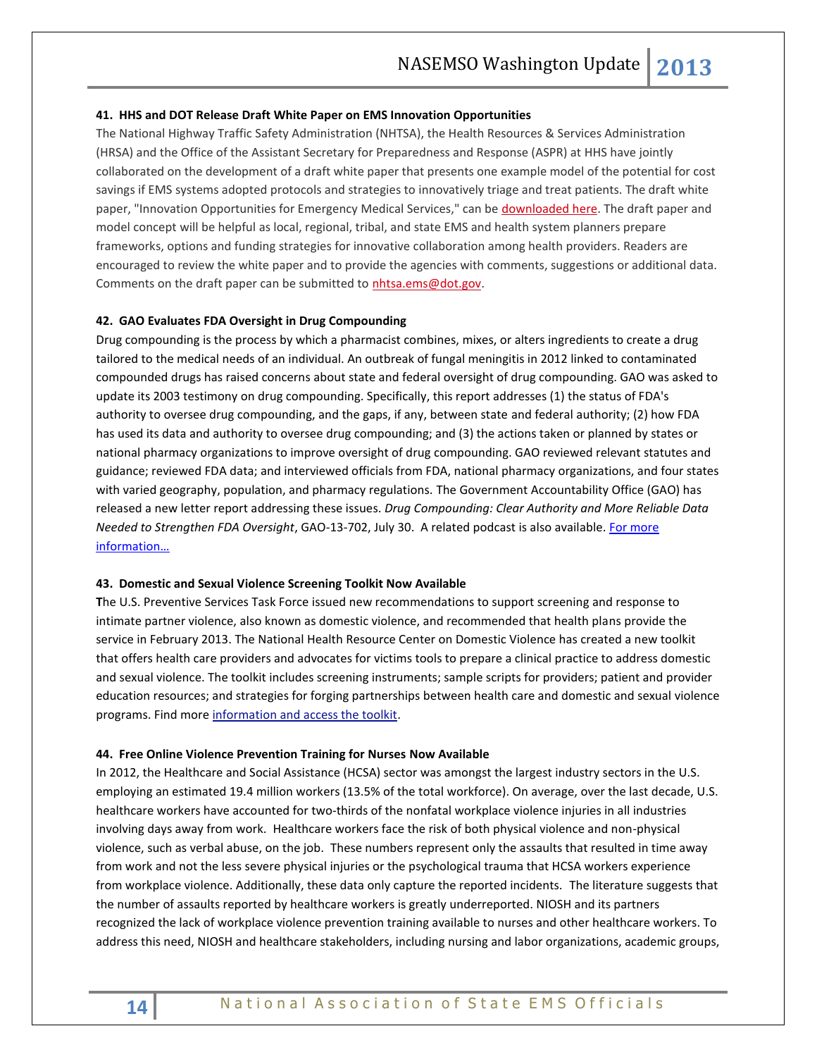**41. HHS and DOT Release Draft White Paper on EMS Innovation Opportunities**

The National Highway Traffic Safety Administration (NHTSA), the Health Resources & Services Administration (HRSA) and the Office of the Assistant Secretary for Preparedness and Response (ASPR) at HHS have jointly collaborated on the development of a draft white paper that presents one example model of the potential for cost savings if EMS systems adopted protocols and strategies to innovatively triage and treat patients. The draft white paper, "Innovation Opportunities for Emergency Medical Services," can be downloaded here. The draft paper and model concept will be helpful as local, regional, tribal, and state EMS and health system planners prepare frameworks, options and funding strategies for innovative collaboration among health providers. Readers are encouraged to review the white paper and to provide the agencies with comments, suggestions or additional data. Comments on the draft paper can be submitted to nhtsa.ems@dot.gov.

**42. GAO Evaluates FDA Oversight in Drug Compounding**

Drug compounding is the process by which a pharmacist combines, mixes, or alters ingredients to create a drug tailored to the medical needs of an individual. An outbreak of fungal meningitis in 2012 linked to contaminated compounded drugs has raised concerns about state and federal oversight of drug compounding. GAO was asked to update its 2003 testimony on drug compounding. Specifically, this report addresses (1) the status of FDA's authority to oversee drug compounding, and the gaps, if any, between state and federal authority; (2) how FDA has used its data and authority to oversee drug compounding; and (3) the actions taken or planned by states or national pharmacy organizations to improve oversight of drug compounding. GAO reviewed relevant statutes and guidance; reviewed FDA data; and interviewed officials from FDA, national pharmacy organizations, and four states with varied geography, population, and pharmacy regulations. The Government Accountability Office (GAO) has released a new letter report addressing these issues. *Drug Compounding: Clear Authority and More Reliable Data Needed to Strengthen FDA Oversight*, GAO-13-702, July 30. A related podcast is also available. For more information…

**43. Domestic and Sexual Violence Screening Toolkit Now Available**

**T**he U.S. Preventive Services Task Force issued new recommendations to support screening and response to intimate partner violence, also known as domestic violence, and recommended that health plans provide the service in February 2013. The National Health Resource Center on Domestic Violence has created a new toolkit that offers health care providers and advocates for victims tools to prepare a clinical practice to address domestic and sexual violence. The toolkit includes screening instruments; sample scripts for providers; patient and provider education resources; and strategies for forging partnerships between health care and domestic and sexual violence programs. Find more information and access the toolkit.

**44. Free Online Violence Prevention Training for Nurses Now Available**

In 2012, the Healthcare and Social Assistance (HCSA) sector was amongst the largest industry sectors in the U.S. employing an estimated 19.4 million workers (13.5% of the total workforce). On average, over the last decade, U.S. healthcare workers have accounted for two-thirds of the nonfatal workplace violence injuries in all industries involving days away from work. Healthcare workers face the risk of both physical violence and non-physical violence, such as verbal abuse, on the job. These numbers represent only the assaults that resulted in time away from work and not the less severe physical injuries or the psychological trauma that HCSA workers experience from workplace violence. Additionally, these data only capture the reported incidents. The literature suggests that the number of assaults reported by healthcare workers is greatly underreported. NIOSH and its partners recognized the lack of workplace violence prevention training available to nurses and other healthcare workers. To address this need, NIOSH and healthcare stakeholders, including nursing and labor organizations, academic groups,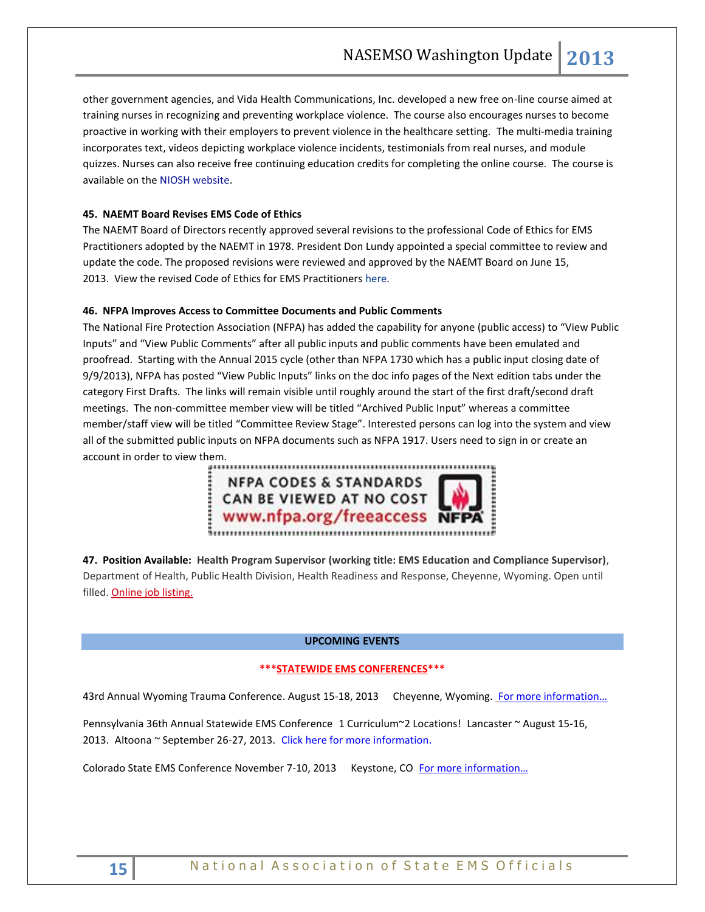other government agencies, and Vida Health Communications, Inc. developed a new free on-line course aimed at training nurses in recognizing and preventing workplace violence. The course also encourages nurses to become proactive in working with their employers to prevent violence in the healthcare setting. The multi-media training incorporates text, videos depicting workplace violence incidents, testimonials from real nurses, and module quizzes. Nurses can also receive free continuing education credits for completing the online course. The course is available on the NIOSH website.

**45. NAEMT Board Revises EMS Code of Ethics**

The NAEMT Board of Directors recently approved several revisions to the professional Code of Ethics for EMS Practitioners adopted by the NAEMT in 1978. President Don Lundy appointed a special committee to review and update the code. The proposed revisions were reviewed and approved by the NAEMT Board on June 15, 2013. View the revised Code of Ethics for EMS Practitioners here.

**46. NFPA Improves Access to Committee Documents and Public Comments**

The National Fire Protection Association (NFPA) has added the capability for anyone (public access) to "View Public Inputs" and "View Public Comments" after all public inputs and public comments have been emulated and proofread. Starting with the Annual 2015 cycle (other than NFPA 1730 which has a public input closing date of 9/9/2013), NFPA has posted "View Public Inputs" links on the doc info pages of the Next edition tabs under the category First Drafts. The links will remain visible until roughly around the start of the first draft/second draft meetings. The non-committee member view will be titled "Archived Public Input" whereas a committee member/staff view will be titled "Committee Review Stage". Interested persons can log into the system and view all of the submitted public inputs on NFPA documents such as NFPA 1917. Users need to sign in or create an account in order to view them.

NFPA CODES & STANDARDS CAN BE VIEWED AT NO COST www.nfpa.org/freeaccess NFPA

**47. Position Available: Health Program Supervisor (working title: EMS Education and Compliance Supervisor)**, Department of Health, Public Health Division, Health Readiness and Response, Cheyenne, Wyoming. Open until filled. Online job listing.

## UPCOMING EVENTS

**\*\*\*STATEWIDE EMS CONFERENCES\*\*\***

43rd Annual Wyoming Trauma Conference. August 15-18, 2013 Cheyenne, Wyoming. For more information…

Pennsylvania 36th Annual Statewide EMS Conference 1 Curriculum~2 Locations! Lancaster ~ August 15-16, 2013. Altoona ~ September 26-27, 2013. Click here for more information.

Colorado State EMS Conference November 7-10, 2013 Keystone, CO For more information…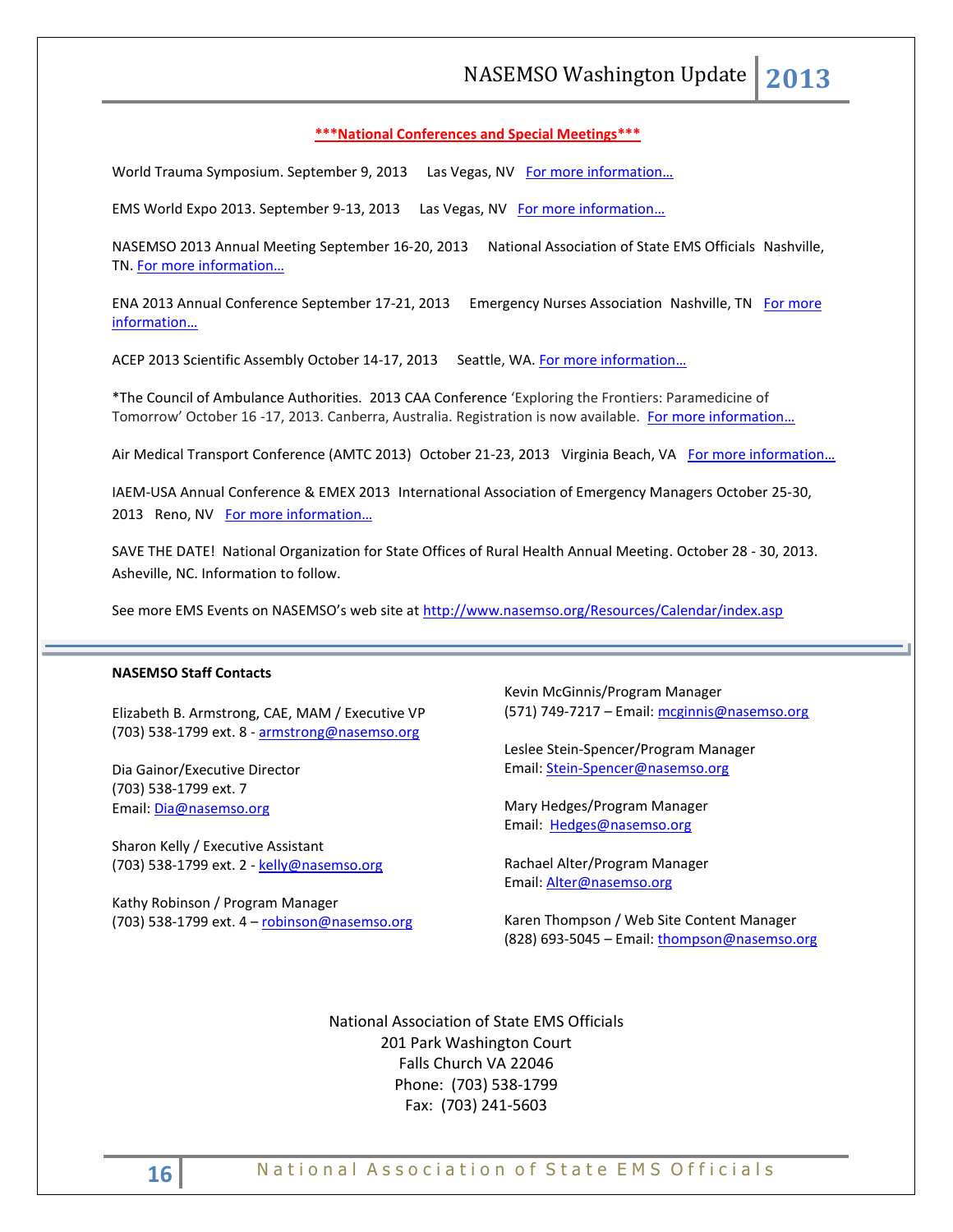**\*\*\*National Conferences and Special Meetings\*\*\***

World Trauma Symposium. September 9, 2013 Las Vegas, NV For more information…

EMS World Expo 2013. September 9-13, 2013 Las Vegas, NV For more information…

NASEMSO 2013 Annual Meeting September 16-20, 2013 National Association of State EMS Officials Nashville, TN. For more information…

ENA 2013 Annual Conference September 17-21, 2013 Emergency Nurses Association Nashville, TN For more information…

ACEP 2013 Scientific Assembly October 14-17, 2013 Seattle, WA. For more information…

*The Council of Ambulance Authorities. 2013 CAA Conference 'Exploring the Frontiers: Paramedicine of Tomorrow' October 16 -17, 2013. Canberra, Australia. Registration is now available. For more information…

Air Medical Transport Conference (AMTC 2013) October 21-23, 2013 Virginia Beach, VA For more information…

IAEM-USA Annual Conference & EMEX 2013 International Association of Emergency Managers October 25-30, 2013 Reno, NV For more information…

SAVE THE DATE! National Organization for State Offices of Rural Health Annual Meeting. October 28 - 30, 2013. Asheville, NC. Information to follow.

See more EMS Events on NASEMSO's web site at http://www.nasemso.org/Resources/Calendar/index.asp

---

**NASEMSO Staff Contacts**

Elizabeth B. Armstrong, CAE, MAM / Executive VP
(703) 538-1799 ext. 8 - armstrong@nasemso.org

Dia Gainor/Executive Director
(703) 538-1799 ext. 7
Email: Dia@nasemso.org

Sharon Kelly / Executive Assistant
(703) 538-1799 ext. 2 - kelly@nasemso.org

Kathy Robinson / Program Manager
(703) 538-1799 ext. 4 – robinson@nasemso.org

Kevin McGinnis/Program Manager
(571) 749-7217 – Email: mcginnis@nasemso.org

Leslee Stein-Spencer/Program Manager
Email: Stein-Spencer@nasemso.org

Mary Hedges/Program Manager
Email: Hedges@nasemso.org

Rachael Alter/Program Manager
Email: Alter@nasemso.org

Karen Thompson / Web Site Content Manager
(828) 693-5045 – Email: thompson@nasemso.org

National Association of State EMS Officials
201 Park Washington Court
Falls Church VA 22046
Phone: (703) 538-1799
Fax: (703) 241-5603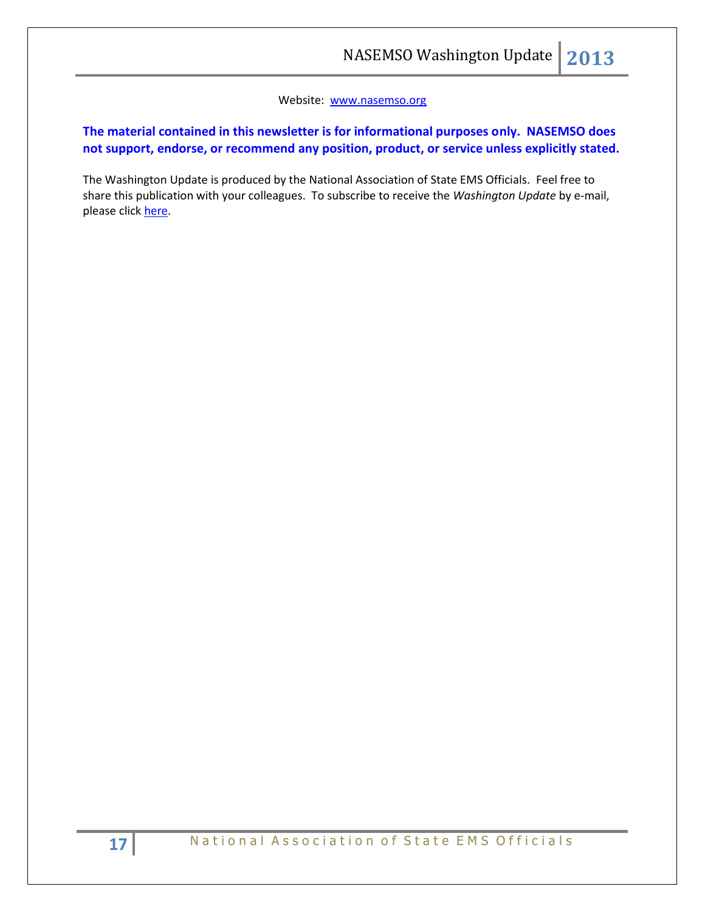Website: [www.nasemso.org](http://www.nasemso.org)

**The material contained in this newsletter is for informational purposes only. NASEMSO does not support, endorse, or recommend any position, product, or service unless explicitly stated.**

The Washington Update is produced by the National Association of State EMS Officials. Feel free to share this publication with your colleagues. To subscribe to receive the *Washington Update* by e-mail, please click [here](#).